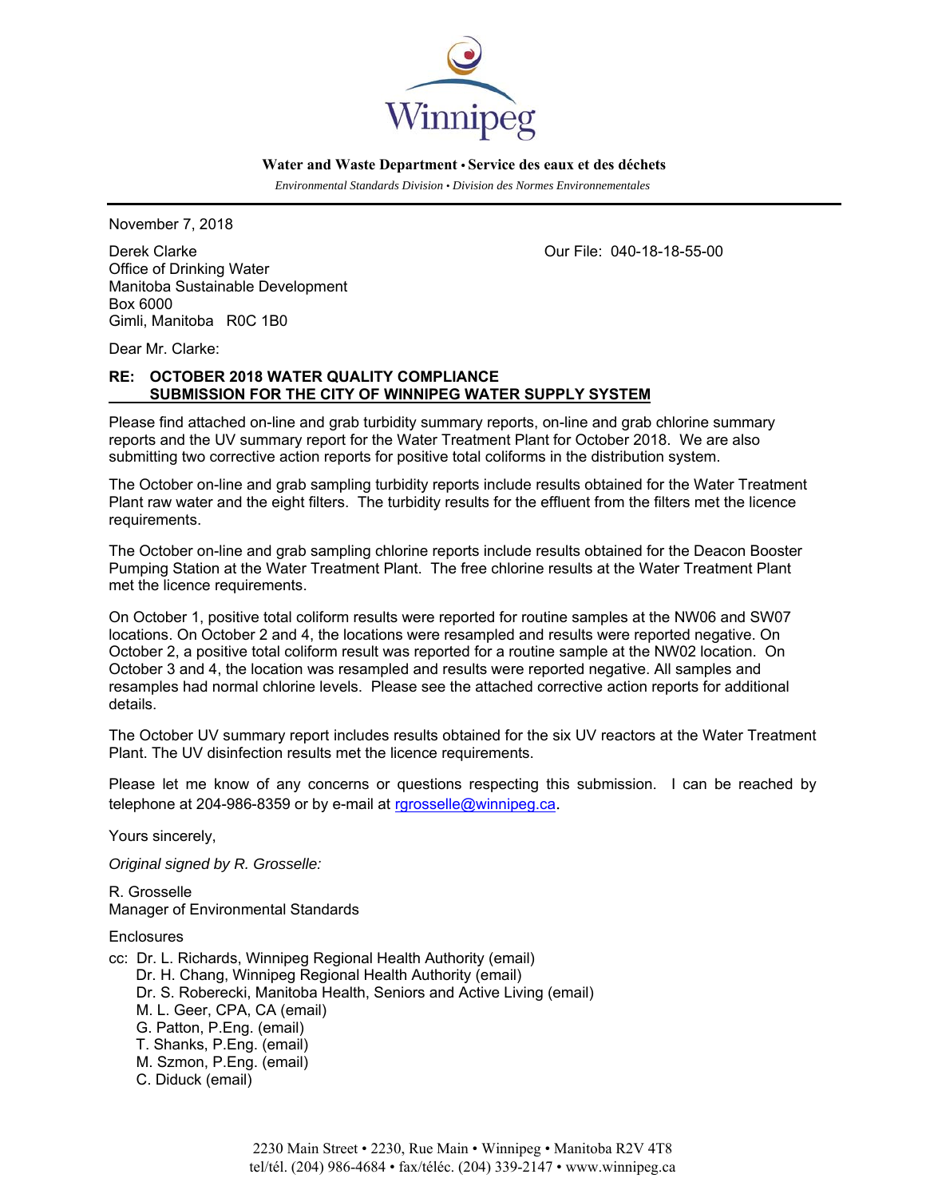Winnipeg

**Water and Waste Department • Service des eaux et des déchets**

*Environmental Standards Division • Division des Normes Environnementales*

November 7, 2018

Derek Clarke
Office of Drinking Water
Manitoba Sustainable Development
Box 6000
Gimli, Manitoba R0C 1B0

Our File: 040-18-18-55-00

Dear Mr. Clarke:

**RE: OCTOBER 2018 WATER QUALITY COMPLIANCE SUBMISSION FOR THE CITY OF WINNIPEG WATER SUPPLY SYSTEM**

Please find attached on-line and grab turbidity summary reports, on-line and grab chlorine summary reports and the UV summary report for the Water Treatment Plant for October 2018. We are also submitting two corrective action reports for positive total coliforms in the distribution system.

The October on-line and grab sampling turbidity reports include results obtained for the Water Treatment Plant raw water and the eight filters. The turbidity results for the effluent from the filters met the licence requirements.

The October on-line and grab sampling chlorine reports include results obtained for the Deacon Booster Pumping Station at the Water Treatment Plant. The free chlorine results at the Water Treatment Plant met the licence requirements.

On October 1, positive total coliform results were reported for routine samples at the NW06 and SW07 locations. On October 2 and 4, the locations were resampled and results were reported negative. On October 2, a positive total coliform result was reported for a routine sample at the NW02 location. On October 3 and 4, the location was resampled and results were reported negative. All samples and resamples had normal chlorine levels. Please see the attached corrective action reports for additional details.

The October UV summary report includes results obtained for the six UV reactors at the Water Treatment Plant. The UV disinfection results met the licence requirements.

Please let me know of any concerns or questions respecting this submission. I can be reached by telephone at 204-986-8359 or by e-mail at rgrosselle@winnipeg.ca.

Yours sincerely,

*Original signed by R. Grosselle:*

R. Grosselle
Manager of Environmental Standards

Enclosures

cc: Dr. L. Richards, Winnipeg Regional Health Authority (email)
Dr. H. Chang, Winnipeg Regional Health Authority (email)
Dr. S. Roberecki, Manitoba Health, Seniors and Active Living (email)
M. L. Geer, CPA, CA (email)
G. Patton, P.Eng. (email)
T. Shanks, P.Eng. (email)
M. Szmon, P.Eng. (email)
C. Diduck (email)

2230 Main Street • 2230, Rue Main • Winnipeg • Manitoba R2V 4T8
tel/tél. (204) 986-4684 • fax/téléc. (204) 339-2147 • www.winnipeg.ca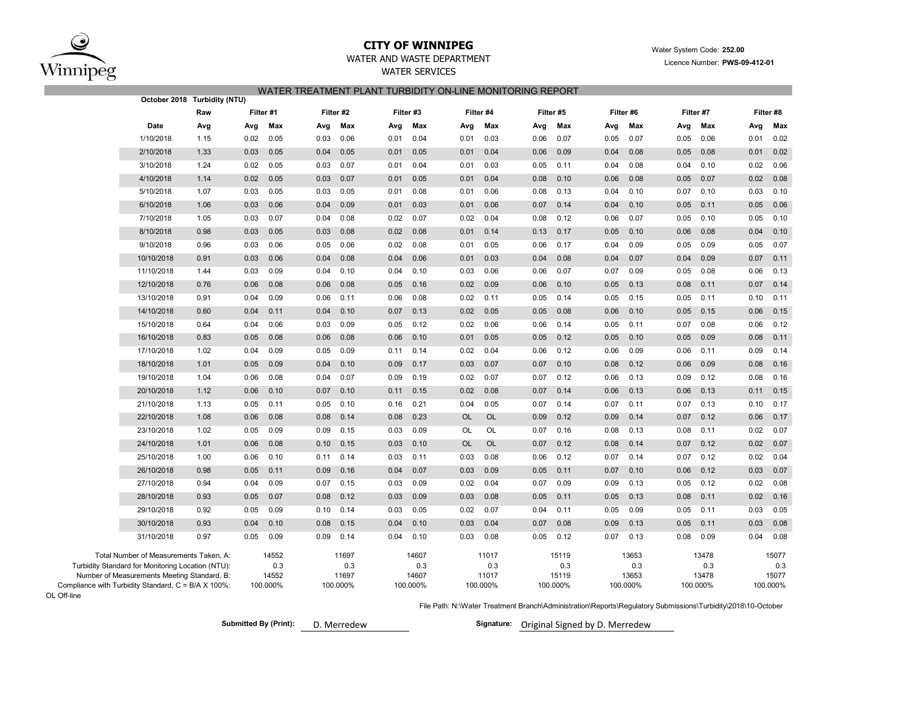# CITY OF WINNIPEG

WATER AND WASTE DEPARTMENT

WATER SERVICES

Water System Code: **252.00**

Licence Number: **PWS-09-412-01**

## WATER TREATMENT PLANT TURBIDITY ON-LINE MONITORING REPORT

**October 2018 Turbidity (NTU)**

| | Raw | Filter #1 | | Filter #2 | | Filter #3 | | Filter #4 | | Filter #5 | | Filter #6 | | Filter #7 | | Filter #8 | |
|---|---|---|---|---|---|---|---|---|---|---|---|---|---|---|---|---|---|
| **Date** | **Avg** | **Avg** | **Max** | **Avg** | **Max** | **Avg** | **Max** | **Avg** | **Max** | **Avg** | **Max** | **Avg** | **Max** | **Avg** | **Max** | **Avg** | **Max** |
| 1/10/2018 | 1.15 | 0.02 | 0.05 | 0.03 | 0.06 | 0.01 | 0.04 | 0.01 | 0.03 | 0.06 | 0.07 | 0.05 | 0.07 | 0.05 | 0.06 | 0.01 | 0.02 |
| 2/10/2018 | 1.33 | 0.03 | 0.05 | 0.04 | 0.05 | 0.01 | 0.05 | 0.01 | 0.04 | 0.06 | 0.09 | 0.04 | 0.08 | 0.05 | 0.08 | 0.01 | 0.02 |
| 3/10/2018 | 1.24 | 0.02 | 0.05 | 0.03 | 0.07 | 0.01 | 0.04 | 0.01 | 0.03 | 0.05 | 0.11 | 0.04 | 0.08 | 0.04 | 0.10 | 0.02 | 0.06 |
| 4/10/2018 | 1.14 | 0.02 | 0.05 | 0.03 | 0.07 | 0.01 | 0.05 | 0.01 | 0.04 | 0.08 | 0.10 | 0.06 | 0.08 | 0.05 | 0.07 | 0.02 | 0.08 |
| 5/10/2018 | 1.07 | 0.03 | 0.05 | 0.03 | 0.05 | 0.01 | 0.08 | 0.01 | 0.06 | 0.08 | 0.13 | 0.04 | 0.10 | 0.07 | 0.10 | 0.03 | 0.10 |
| 6/10/2018 | 1.06 | 0.03 | 0.06 | 0.04 | 0.09 | 0.01 | 0.03 | 0.01 | 0.06 | 0.07 | 0.14 | 0.04 | 0.10 | 0.05 | 0.11 | 0.05 | 0.06 |
| 7/10/2018 | 1.05 | 0.03 | 0.07 | 0.04 | 0.08 | 0.02 | 0.07 | 0.02 | 0.04 | 0.08 | 0.12 | 0.06 | 0.07 | 0.05 | 0.10 | 0.05 | 0.10 |
| 8/10/2018 | 0.98 | 0.03 | 0.05 | 0.03 | 0.08 | 0.02 | 0.08 | 0.01 | 0.14 | 0.13 | 0.17 | 0.05 | 0.10 | 0.06 | 0.08 | 0.04 | 0.10 |
| 9/10/2018 | 0.96 | 0.03 | 0.06 | 0.05 | 0.06 | 0.02 | 0.08 | 0.01 | 0.05 | 0.06 | 0.17 | 0.04 | 0.09 | 0.05 | 0.09 | 0.05 | 0.07 |
| 10/10/2018 | 0.91 | 0.03 | 0.06 | 0.04 | 0.08 | 0.04 | 0.06 | 0.01 | 0.03 | 0.04 | 0.08 | 0.04 | 0.07 | 0.04 | 0.09 | 0.07 | 0.11 |
| 11/10/2018 | 1.44 | 0.03 | 0.09 | 0.04 | 0.10 | 0.04 | 0.10 | 0.03 | 0.06 | 0.06 | 0.07 | 0.07 | 0.09 | 0.05 | 0.08 | 0.06 | 0.13 |
| 12/10/2018 | 0.76 | 0.06 | 0.08 | 0.06 | 0.08 | 0.05 | 0.16 | 0.02 | 0.09 | 0.06 | 0.10 | 0.05 | 0.13 | 0.08 | 0.11 | 0.07 | 0.14 |
| 13/10/2018 | 0.91 | 0.04 | 0.09 | 0.06 | 0.11 | 0.06 | 0.08 | 0.02 | 0.11 | 0.05 | 0.14 | 0.05 | 0.15 | 0.05 | 0.11 | 0.10 | 0.11 |
| 14/10/2018 | 0.60 | 0.04 | 0.11 | 0.04 | 0.10 | 0.07 | 0.13 | 0.02 | 0.05 | 0.05 | 0.08 | 0.06 | 0.10 | 0.05 | 0.15 | 0.06 | 0.15 |
| 15/10/2018 | 0.64 | 0.04 | 0.06 | 0.03 | 0.09 | 0.05 | 0.12 | 0.02 | 0.06 | 0.06 | 0.14 | 0.05 | 0.11 | 0.07 | 0.08 | 0.06 | 0.12 |
| 16/10/2018 | 0.83 | 0.05 | 0.08 | 0.06 | 0.08 | 0.06 | 0.10 | 0.01 | 0.05 | 0.05 | 0.12 | 0.05 | 0.10 | 0.05 | 0.09 | 0.08 | 0.11 |
| 17/10/2018 | 1.02 | 0.04 | 0.09 | 0.05 | 0.09 | 0.11 | 0.14 | 0.02 | 0.04 | 0.06 | 0.12 | 0.06 | 0.09 | 0.06 | 0.11 | 0.09 | 0.14 |
| 18/10/2018 | 1.01 | 0.05 | 0.09 | 0.04 | 0.10 | 0.09 | 0.17 | 0.03 | 0.07 | 0.07 | 0.10 | 0.08 | 0.12 | 0.06 | 0.09 | 0.08 | 0.16 |
| 19/10/2018 | 1.04 | 0.06 | 0.08 | 0.04 | 0.07 | 0.09 | 0.19 | 0.02 | 0.07 | 0.07 | 0.12 | 0.06 | 0.13 | 0.09 | 0.12 | 0.08 | 0.16 |
| 20/10/2018 | 1.12 | 0.06 | 0.10 | 0.07 | 0.10 | 0.11 | 0.15 | 0.02 | 0.08 | 0.07 | 0.14 | 0.06 | 0.13 | 0.06 | 0.13 | 0.11 | 0.15 |
| 21/10/2018 | 1.13 | 0.05 | 0.11 | 0.05 | 0.10 | 0.16 | 0.21 | 0.04 | 0.05 | 0.07 | 0.14 | 0.07 | 0.11 | 0.07 | 0.13 | 0.10 | 0.17 |
| 22/10/2018 | 1.08 | 0.06 | 0.08 | 0.08 | 0.14 | 0.08 | 0.23 | OL | OL | 0.09 | 0.12 | 0.09 | 0.14 | 0.07 | 0.12 | 0.06 | 0.17 |
| 23/10/2018 | 1.02 | 0.05 | 0.09 | 0.09 | 0.15 | 0.03 | 0.09 | OL | OL | 0.07 | 0.16 | 0.08 | 0.13 | 0.08 | 0.11 | 0.02 | 0.07 |
| 24/10/2018 | 1.01 | 0.06 | 0.08 | 0.10 | 0.15 | 0.03 | 0.10 | OL | OL | 0.07 | 0.12 | 0.08 | 0.14 | 0.07 | 0.12 | 0.02 | 0.07 |
| 25/10/2018 | 1.00 | 0.06 | 0.10 | 0.11 | 0.14 | 0.03 | 0.11 | 0.03 | 0.08 | 0.06 | 0.12 | 0.07 | 0.14 | 0.07 | 0.12 | 0.02 | 0.04 |
| 26/10/2018 | 0.98 | 0.05 | 0.11 | 0.09 | 0.16 | 0.04 | 0.07 | 0.03 | 0.09 | 0.05 | 0.11 | 0.07 | 0.10 | 0.06 | 0.12 | 0.03 | 0.07 |
| 27/10/2018 | 0.94 | 0.04 | 0.09 | 0.07 | 0.15 | 0.03 | 0.09 | 0.02 | 0.04 | 0.07 | 0.09 | 0.09 | 0.13 | 0.05 | 0.12 | 0.02 | 0.08 |
| 28/10/2018 | 0.93 | 0.05 | 0.07 | 0.08 | 0.12 | 0.03 | 0.09 | 0.03 | 0.08 | 0.05 | 0.11 | 0.05 | 0.13 | 0.08 | 0.11 | 0.02 | 0.16 |
| 29/10/2018 | 0.92 | 0.05 | 0.09 | 0.10 | 0.14 | 0.03 | 0.05 | 0.02 | 0.07 | 0.04 | 0.11 | 0.05 | 0.09 | 0.05 | 0.11 | 0.03 | 0.05 |
| 30/10/2018 | 0.93 | 0.04 | 0.10 | 0.08 | 0.15 | 0.04 | 0.10 | 0.03 | 0.04 | 0.07 | 0.08 | 0.09 | 0.13 | 0.05 | 0.11 | 0.03 | 0.08 |
| 31/10/2018 | 0.97 | 0.05 | 0.09 | 0.09 | 0.14 | 0.04 | 0.10 | 0.03 | 0.08 | 0.05 | 0.12 | 0.07 | 0.13 | 0.08 | 0.09 | 0.04 | 0.08 |

| | Filter #1 | Filter #2 | Filter #3 | Filter #4 | Filter #5 | Filter #6 | Filter #7 | Filter #8 |
|---|---|---|---|---|---|---|---|---|
| Total Number of Measurements Taken, A: | 14552 | 11697 | 14607 | 11017 | 15119 | 13653 | 13478 | 15077 |
| Turbidity Standard for Monitoring Location (NTU): | 0.3 | 0.3 | 0.3 | 0.3 | 0.3 | 0.3 | 0.3 | 0.3 |
| Number of Measurements Meeting Standard, B: | 14552 | 11697 | 14607 | 11017 | 15119 | 13653 | 13478 | 15077 |
| Compliance with Turbidity Standard, C = B/A X 100%: | 100.000% | 100.000% | 100.000% | 100.000% | 100.000% | 100.000% | 100.000% | 100.000% |

OL Off-line

File Path: N:\Water Treatment Branch\Administration\Reports\Regulatory Submissions\Turbidity\2018\10-October

**Submitted By (Print):** D. Merredew

**Signature:** Original Signed by D. Merredew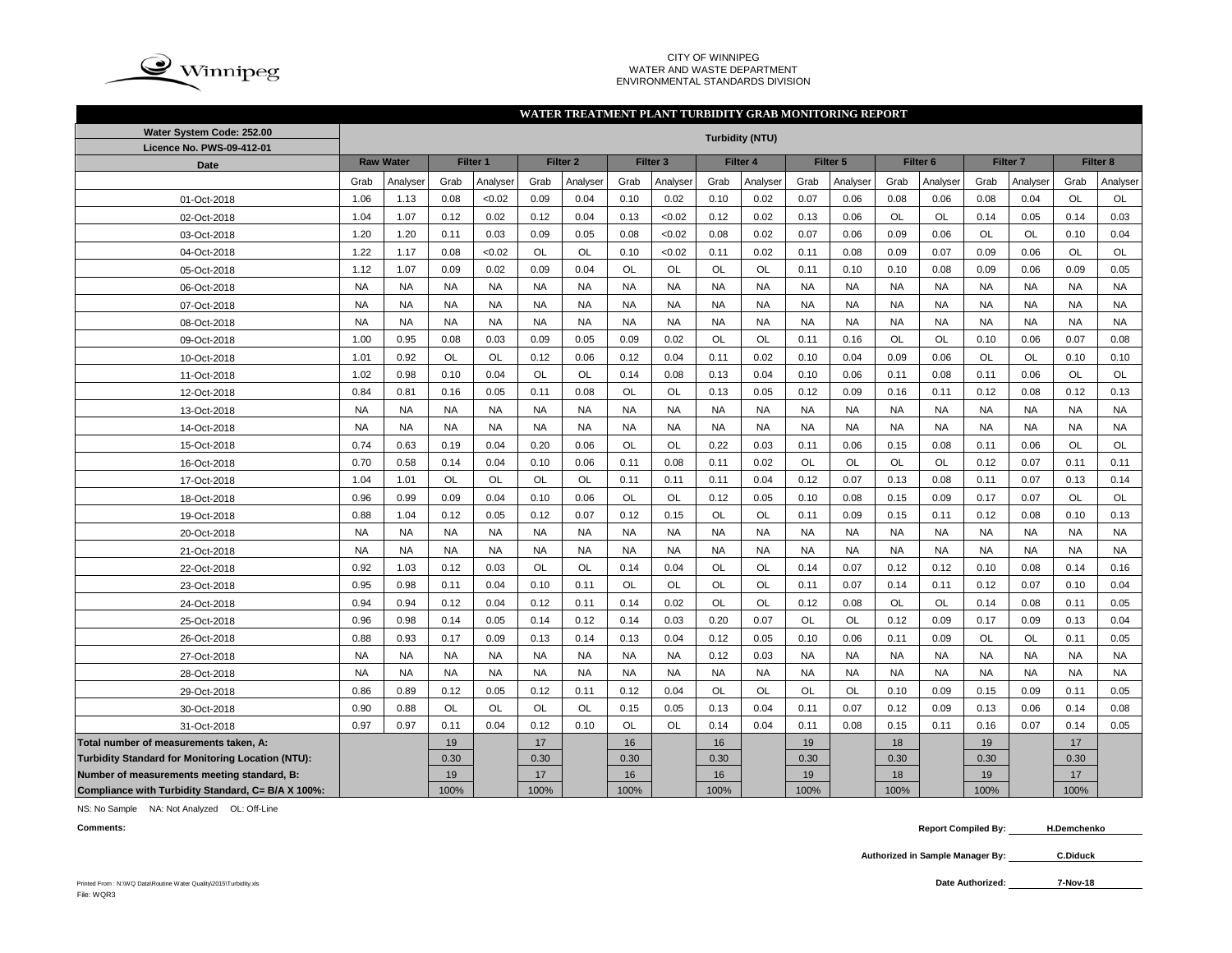CITY OF WINNIPEG
WATER AND WASTE DEPARTMENT
ENVIRONMENTAL STANDARDS DIVISION

## WATER TREATMENT PLANT TURBIDITY GRAB MONITORING REPORT

| Water System Code: 252.00<br>Licence No. PWS-09-412-01 | Turbidity (NTU) | | | | | | | | | | | | | | | | | |
|---|---|---|---|---|---|---|---|---|---|---|---|---|---|---|---|---|---|---|
| Date | Raw Water | | Filter 1 | | Filter 2 | | Filter 3 | | Filter 4 | | Filter 5 | | Filter 6 | | Filter 7 | | Filter 8 | |
| | Grab | Analyser | Grab | Analyser | Grab | Analyser | Grab | Analyser | Grab | Analyser | Grab | Analyser | Grab | Analyser | Grab | Analyser | Grab | Analyser |
| 01-Oct-2018 | 1.06 | 1.13 | 0.08 | <0.02 | 0.09 | 0.04 | 0.10 | 0.02 | 0.10 | 0.02 | 0.07 | 0.06 | 0.08 | 0.06 | 0.08 | 0.04 | OL | OL |
| 02-Oct-2018 | 1.04 | 1.07 | 0.12 | 0.02 | 0.12 | 0.04 | 0.13 | <0.02 | 0.12 | 0.02 | 0.13 | 0.06 | OL | OL | 0.14 | 0.05 | 0.14 | 0.03 |
| 03-Oct-2018 | 1.20 | 1.20 | 0.11 | 0.03 | 0.09 | 0.05 | 0.08 | <0.02 | 0.08 | 0.02 | 0.07 | 0.06 | 0.09 | 0.06 | OL | OL | 0.10 | 0.04 |
| 04-Oct-2018 | 1.22 | 1.17 | 0.08 | <0.02 | OL | OL | 0.10 | <0.02 | 0.11 | 0.02 | 0.11 | 0.08 | 0.09 | 0.07 | 0.09 | 0.06 | OL | OL |
| 05-Oct-2018 | 1.12 | 1.07 | 0.09 | 0.02 | 0.09 | 0.04 | OL | OL | OL | OL | 0.11 | 0.10 | 0.10 | 0.08 | 0.09 | 0.06 | 0.09 | 0.05 |
| 06-Oct-2018 | NA | NA | NA | NA | NA | NA | NA | NA | NA | NA | NA | NA | NA | NA | NA | NA | NA | NA |
| 07-Oct-2018 | NA | NA | NA | NA | NA | NA | NA | NA | NA | NA | NA | NA | NA | NA | NA | NA | NA | NA |
| 08-Oct-2018 | NA | NA | NA | NA | NA | NA | NA | NA | NA | NA | NA | NA | NA | NA | NA | NA | NA | NA |
| 09-Oct-2018 | 1.00 | 0.95 | 0.08 | 0.03 | 0.09 | 0.05 | 0.09 | 0.02 | OL | OL | 0.11 | 0.16 | OL | OL | 0.10 | 0.06 | 0.07 | 0.08 |
| 10-Oct-2018 | 1.01 | 0.92 | OL | OL | 0.12 | 0.06 | 0.12 | 0.04 | 0.11 | 0.02 | 0.10 | 0.04 | 0.09 | 0.06 | OL | OL | 0.10 | 0.10 |
| 11-Oct-2018 | 1.02 | 0.98 | 0.10 | 0.04 | OL | OL | 0.14 | 0.08 | 0.13 | 0.04 | 0.10 | 0.06 | 0.11 | 0.08 | 0.11 | 0.06 | OL | OL |
| 12-Oct-2018 | 0.84 | 0.81 | 0.16 | 0.05 | 0.11 | 0.08 | OL | OL | 0.13 | 0.05 | 0.12 | 0.09 | 0.16 | 0.11 | 0.12 | 0.08 | 0.12 | 0.13 |
| 13-Oct-2018 | NA | NA | NA | NA | NA | NA | NA | NA | NA | NA | NA | NA | NA | NA | NA | NA | NA | NA |
| 14-Oct-2018 | NA | NA | NA | NA | NA | NA | NA | NA | NA | NA | NA | NA | NA | NA | NA | NA | NA | NA |
| 15-Oct-2018 | 0.74 | 0.63 | 0.19 | 0.04 | 0.20 | 0.06 | OL | OL | 0.22 | 0.03 | 0.11 | 0.06 | 0.15 | 0.08 | 0.11 | 0.06 | OL | OL |
| 16-Oct-2018 | 0.70 | 0.58 | 0.14 | 0.04 | 0.10 | 0.06 | 0.11 | 0.08 | 0.11 | 0.02 | OL | OL | OL | OL | 0.12 | 0.07 | 0.11 | 0.11 |
| 17-Oct-2018 | 1.04 | 1.01 | OL | OL | OL | OL | 0.11 | 0.11 | 0.11 | 0.04 | 0.12 | 0.07 | 0.13 | 0.08 | 0.11 | 0.07 | 0.13 | 0.14 |
| 18-Oct-2018 | 0.96 | 0.99 | 0.09 | 0.04 | 0.10 | 0.06 | OL | OL | 0.12 | 0.05 | 0.10 | 0.08 | 0.15 | 0.09 | 0.17 | 0.07 | OL | OL |
| 19-Oct-2018 | 0.88 | 1.04 | 0.12 | 0.05 | 0.12 | 0.07 | 0.12 | 0.15 | OL | OL | 0.11 | 0.09 | 0.15 | 0.11 | 0.12 | 0.08 | 0.10 | 0.13 |
| 20-Oct-2018 | NA | NA | NA | NA | NA | NA | NA | NA | NA | NA | NA | NA | NA | NA | NA | NA | NA | NA |
| 21-Oct-2018 | NA | NA | NA | NA | NA | NA | NA | NA | NA | NA | NA | NA | NA | NA | NA | NA | NA | NA |
| 22-Oct-2018 | 0.92 | 1.03 | 0.12 | 0.03 | OL | OL | 0.14 | 0.04 | OL | OL | 0.14 | 0.07 | 0.12 | 0.12 | 0.10 | 0.08 | 0.14 | 0.16 |
| 23-Oct-2018 | 0.95 | 0.98 | 0.11 | 0.04 | 0.10 | 0.11 | OL | OL | OL | OL | 0.11 | 0.07 | 0.14 | 0.11 | 0.12 | 0.07 | 0.10 | 0.04 |
| 24-Oct-2018 | 0.94 | 0.94 | 0.12 | 0.04 | 0.12 | 0.11 | 0.14 | 0.02 | OL | OL | 0.12 | 0.08 | OL | OL | 0.14 | 0.08 | 0.11 | 0.05 |
| 25-Oct-2018 | 0.96 | 0.98 | 0.14 | 0.05 | 0.14 | 0.12 | 0.14 | 0.03 | 0.20 | 0.07 | OL | OL | 0.12 | 0.09 | 0.17 | 0.09 | 0.13 | 0.04 |
| 26-Oct-2018 | 0.88 | 0.93 | 0.17 | 0.09 | 0.13 | 0.14 | 0.13 | 0.04 | 0.12 | 0.05 | 0.10 | 0.06 | 0.11 | 0.09 | OL | OL | 0.11 | 0.05 |
| 27-Oct-2018 | NA | NA | NA | NA | NA | NA | NA | NA | 0.12 | 0.03 | NA | NA | NA | NA | NA | NA | NA | NA |
| 28-Oct-2018 | NA | NA | NA | NA | NA | NA | NA | NA | NA | NA | NA | NA | NA | NA | NA | NA | NA | NA |
| 29-Oct-2018 | 0.86 | 0.89 | 0.12 | 0.05 | 0.12 | 0.11 | 0.12 | 0.04 | OL | OL | OL | OL | 0.10 | 0.09 | 0.15 | 0.09 | 0.11 | 0.05 |
| 30-Oct-2018 | 0.90 | 0.88 | OL | OL | OL | OL | 0.15 | 0.05 | 0.13 | 0.04 | 0.11 | 0.07 | 0.12 | 0.09 | 0.13 | 0.06 | 0.14 | 0.08 |
| 31-Oct-2018 | 0.97 | 0.97 | 0.11 | 0.04 | 0.12 | 0.10 | OL | OL | 0.14 | 0.04 | 0.11 | 0.08 | 0.15 | 0.11 | 0.16 | 0.07 | 0.14 | 0.05 |
| **Total number of measurements taken, A:** | | | 19 | | 17 | | 16 | | 16 | | 19 | | 18 | | 19 | | 17 | |
| **Turbidity Standard for Monitoring Location (NTU):** | | | 0.30 | | 0.30 | | 0.30 | | 0.30 | | 0.30 | | 0.30 | | 0.30 | | 0.30 | |
| **Number of measurements meeting standard, B:** | | | 19 | | 17 | | 16 | | 16 | | 19 | | 18 | | 19 | | 17 | |
| **Compliance with Turbidity Standard, C= B/A X 100%:** | | | 100% | | 100% | | 100% | | 100% | | 100% | | 100% | | 100% | | 100% | |

NS: No Sample NA: Not Analyzed OL: Off-Line

**Comments:**

**Report Compiled By:** H.Demchenko

**Authorized in Sample Manager By:** C.Diduck

**Date Authorized:** 7-Nov-18

Printed From : N:\WQ Data\Routine Water Quality\2015\Turbidity.xls
File: WQR3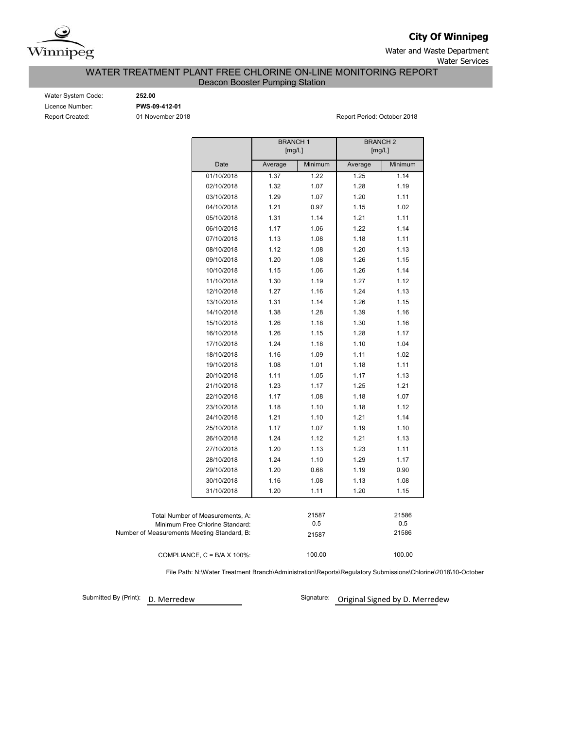**City Of Winnipeg**

Water and Waste Department
Water Services

## WATER TREATMENT PLANT FREE CHLORINE ON-LINE MONITORING REPORT
### Deacon Booster Pumping Station

Water System Code: **252.00**
Licence Number: **PWS-09-412-01**
Report Created: 01 November 2018

Report Period: October 2018

| | BRANCH 1 [mg/L] | | BRANCH 2 [mg/L] | |
|---|---|---|---|---|
| Date | Average | Minimum | Average | Minimum |
| 01/10/2018 | 1.37 | 1.22 | 1.25 | 1.14 |
| 02/10/2018 | 1.32 | 1.07 | 1.28 | 1.19 |
| 03/10/2018 | 1.29 | 1.07 | 1.20 | 1.11 |
| 04/10/2018 | 1.21 | 0.97 | 1.15 | 1.02 |
| 05/10/2018 | 1.31 | 1.14 | 1.21 | 1.11 |
| 06/10/2018 | 1.17 | 1.06 | 1.22 | 1.14 |
| 07/10/2018 | 1.13 | 1.08 | 1.18 | 1.11 |
| 08/10/2018 | 1.12 | 1.08 | 1.20 | 1.13 |
| 09/10/2018 | 1.20 | 1.08 | 1.26 | 1.15 |
| 10/10/2018 | 1.15 | 1.06 | 1.26 | 1.14 |
| 11/10/2018 | 1.30 | 1.19 | 1.27 | 1.12 |
| 12/10/2018 | 1.27 | 1.16 | 1.24 | 1.13 |
| 13/10/2018 | 1.31 | 1.14 | 1.26 | 1.15 |
| 14/10/2018 | 1.38 | 1.28 | 1.39 | 1.16 |
| 15/10/2018 | 1.26 | 1.18 | 1.30 | 1.16 |
| 16/10/2018 | 1.26 | 1.15 | 1.28 | 1.17 |
| 17/10/2018 | 1.24 | 1.18 | 1.10 | 1.04 |
| 18/10/2018 | 1.16 | 1.09 | 1.11 | 1.02 |
| 19/10/2018 | 1.08 | 1.01 | 1.18 | 1.11 |
| 20/10/2018 | 1.11 | 1.05 | 1.17 | 1.13 |
| 21/10/2018 | 1.23 | 1.17 | 1.25 | 1.21 |
| 22/10/2018 | 1.17 | 1.08 | 1.18 | 1.07 |
| 23/10/2018 | 1.18 | 1.10 | 1.18 | 1.12 |
| 24/10/2018 | 1.21 | 1.10 | 1.21 | 1.14 |
| 25/10/2018 | 1.17 | 1.07 | 1.19 | 1.10 |
| 26/10/2018 | 1.24 | 1.12 | 1.21 | 1.13 |
| 27/10/2018 | 1.20 | 1.13 | 1.23 | 1.11 |
| 28/10/2018 | 1.24 | 1.10 | 1.29 | 1.17 |
| 29/10/2018 | 1.20 | 0.68 | 1.19 | 0.90 |
| 30/10/2018 | 1.16 | 1.08 | 1.13 | 1.08 |
| 31/10/2018 | 1.20 | 1.11 | 1.20 | 1.15 |

| | Branch 1 | Branch 2 |
|---|---|---|
| Total Number of Measurements, A: | 21587 | 21586 |
| Minimum Free Chlorine Standard: | 0.5 | 0.5 |
| Number of Measurements Meeting Standard, B: | 21587 | 21586 |
| COMPLIANCE, C = B/A X 100%: | 100.00 | 100.00 |

File Path: N:\Water Treatment Branch\Administration\Reports\Regulatory Submissions\Chlorine\2018\10-October

Submitted By (Print): D. Merredew

Signature: Original Signed by D. Merredew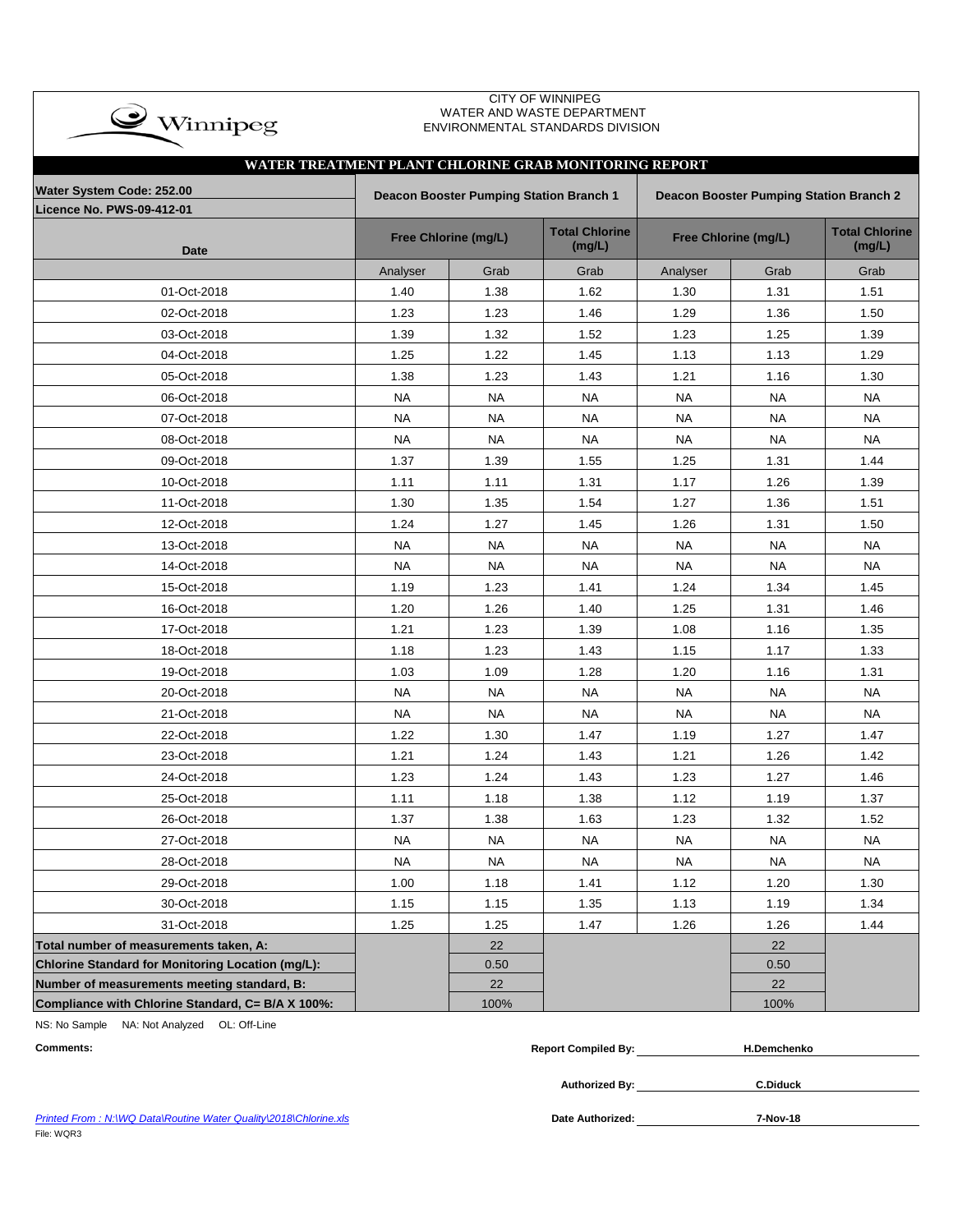CITY OF WINNIPEG
WATER AND WASTE DEPARTMENT
ENVIRONMENTAL STANDARDS DIVISION

## WATER TREATMENT PLANT CHLORINE GRAB MONITORING REPORT

| Water System Code: 252.00<br>Licence No. PWS-09-412-01 | Deacon Booster Pumping Station Branch 1 | | | Deacon Booster Pumping Station Branch 2 | | |
|---|---|---|---|---|---|---|
| Date | Free Chlorine (mg/L) | | Total Chlorine (mg/L) | Free Chlorine (mg/L) | | Total Chlorine (mg/L) |
| | Analyser | Grab | Grab | Analyser | Grab | Grab |
| 01-Oct-2018 | 1.40 | 1.38 | 1.62 | 1.30 | 1.31 | 1.51 |
| 02-Oct-2018 | 1.23 | 1.23 | 1.46 | 1.29 | 1.36 | 1.50 |
| 03-Oct-2018 | 1.39 | 1.32 | 1.52 | 1.23 | 1.25 | 1.39 |
| 04-Oct-2018 | 1.25 | 1.22 | 1.45 | 1.13 | 1.13 | 1.29 |
| 05-Oct-2018 | 1.38 | 1.23 | 1.43 | 1.21 | 1.16 | 1.30 |
| 06-Oct-2018 | NA | NA | NA | NA | NA | NA |
| 07-Oct-2018 | NA | NA | NA | NA | NA | NA |
| 08-Oct-2018 | NA | NA | NA | NA | NA | NA |
| 09-Oct-2018 | 1.37 | 1.39 | 1.55 | 1.25 | 1.31 | 1.44 |
| 10-Oct-2018 | 1.11 | 1.11 | 1.31 | 1.17 | 1.26 | 1.39 |
| 11-Oct-2018 | 1.30 | 1.35 | 1.54 | 1.27 | 1.36 | 1.51 |
| 12-Oct-2018 | 1.24 | 1.27 | 1.45 | 1.26 | 1.31 | 1.50 |
| 13-Oct-2018 | NA | NA | NA | NA | NA | NA |
| 14-Oct-2018 | NA | NA | NA | NA | NA | NA |
| 15-Oct-2018 | 1.19 | 1.23 | 1.41 | 1.24 | 1.34 | 1.45 |
| 16-Oct-2018 | 1.20 | 1.26 | 1.40 | 1.25 | 1.31 | 1.46 |
| 17-Oct-2018 | 1.21 | 1.23 | 1.39 | 1.08 | 1.16 | 1.35 |
| 18-Oct-2018 | 1.18 | 1.23 | 1.43 | 1.15 | 1.17 | 1.33 |
| 19-Oct-2018 | 1.03 | 1.09 | 1.28 | 1.20 | 1.16 | 1.31 |
| 20-Oct-2018 | NA | NA | NA | NA | NA | NA |
| 21-Oct-2018 | NA | NA | NA | NA | NA | NA |
| 22-Oct-2018 | 1.22 | 1.30 | 1.47 | 1.19 | 1.27 | 1.47 |
| 23-Oct-2018 | 1.21 | 1.24 | 1.43 | 1.21 | 1.26 | 1.42 |
| 24-Oct-2018 | 1.23 | 1.24 | 1.43 | 1.23 | 1.27 | 1.46 |
| 25-Oct-2018 | 1.11 | 1.18 | 1.38 | 1.12 | 1.19 | 1.37 |
| 26-Oct-2018 | 1.37 | 1.38 | 1.63 | 1.23 | 1.32 | 1.52 |
| 27-Oct-2018 | NA | NA | NA | NA | NA | NA |
| 28-Oct-2018 | NA | NA | NA | NA | NA | NA |
| 29-Oct-2018 | 1.00 | 1.18 | 1.41 | 1.12 | 1.20 | 1.30 |
| 30-Oct-2018 | 1.15 | 1.15 | 1.35 | 1.13 | 1.19 | 1.34 |
| 31-Oct-2018 | 1.25 | 1.25 | 1.47 | 1.26 | 1.26 | 1.44 |
| **Total number of measurements taken, A:** | | 22 | | | 22 | |
| **Chlorine Standard for Monitoring Location (mg/L):** | | 0.50 | | | 0.50 | |
| **Number of measurements meeting standard, B:** | | 22 | | | 22 | |
| **Compliance with Chlorine Standard, C= B/A X 100%:** | | 100% | | | 100% | |

NS: No Sample NA: Not Analyzed OL: Off-Line

**Comments:**

**Report Compiled By:** H.Demchenko

**Authorized By:** C.Diduck

**Date Authorized:** 7-Nov-18

*Printed From : N:\WQ Data\Routine Water Quality\2018\Chlorine.xls*

File: WQR3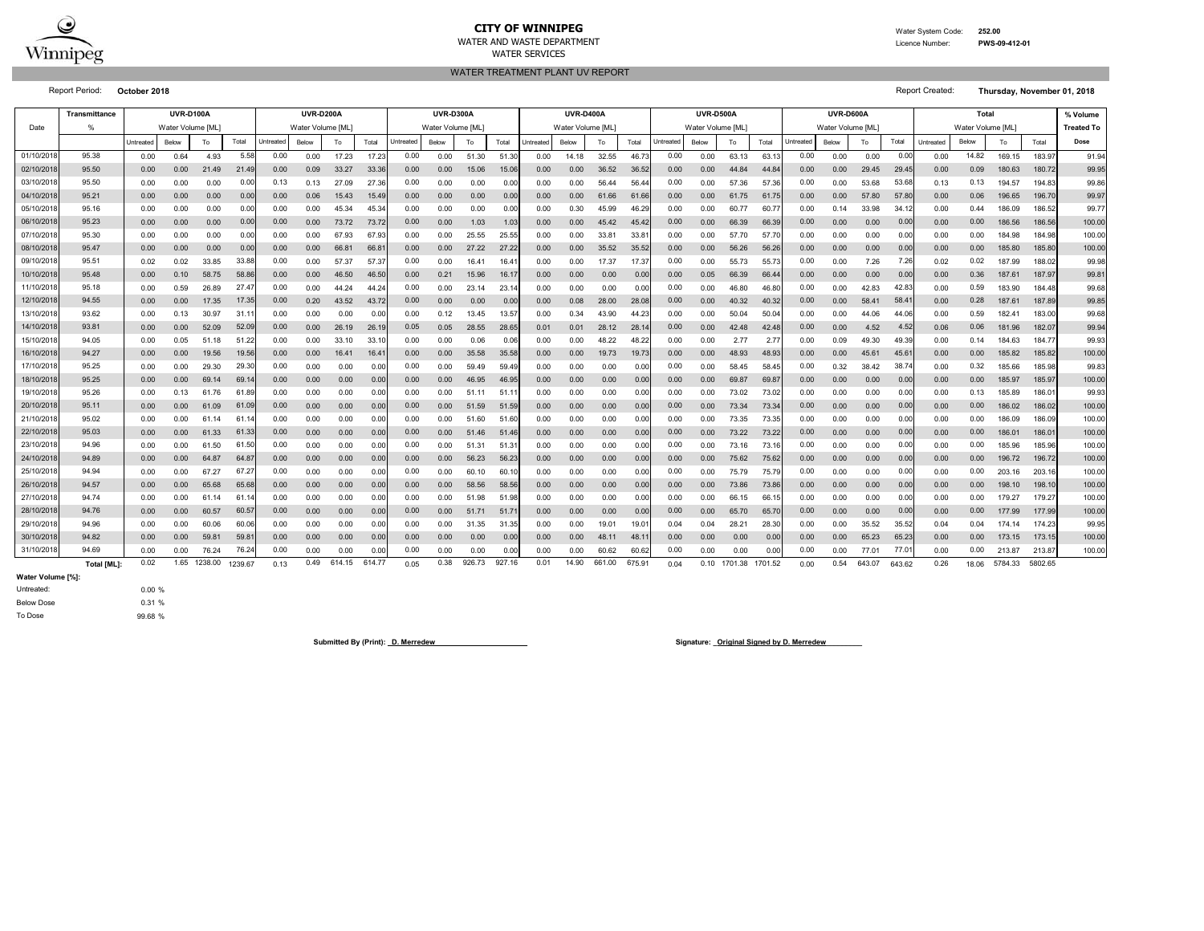**CITY OF WINNIPEG**
WATER AND WASTE DEPARTMENT
WATER SERVICES

Water System Code: **252.00**
Licence Number: **PWS-09-412-01**

## WATER TREATMENT PLANT UV REPORT

Report Period: **October 2018**

Report Created: **Thursday, November 01, 2018**

| Date | Transmittance | UVR-D100A | | | | UVR-D200A | | | | UVR-D300A | | | | UVR-D400A | | | | UVR-D500A | | | | UVR-D600A | | | | Total | | | | % Volume |
|---|---|---|---|---|---|---|---|---|---|---|---|---|---|---|---|---|---|---|---|---|---|---|---|---|---|---|---|---|---|---|
| | % | Water Volume [ML] | | | | Water Volume [ML] | | | | Water Volume [ML] | | | | Water Volume [ML] | | | | Water Volume [ML] | | | | Water Volume [ML] | | | | Water Volume [ML] | | | | Treated To |
| | | Untreated | Below | To | Total | Untreated | Below | To | Total | Untreated | Below | To | Total | Untreated | Below | To | Total | Untreated | Below | To | Total | Untreated | Below | To | Total | Untreated | Below | To | Total | Dose |
| 01/10/2018 | 95.38 | 0.00 | 0.64 | 4.93 | 5.58 | 0.00 | 0.00 | 17.23 | 17.23 | 0.00 | 0.00 | 51.30 | 51.30 | 0.00 | 14.18 | 32.55 | 46.73 | 0.00 | 0.00 | 63.13 | 63.13 | 0.00 | 0.00 | 0.00 | 0.00 | 0.00 | 14.82 | 169.15 | 183.97 | 91.94 |
| 02/10/2018 | 95.50 | 0.00 | 0.00 | 21.49 | 21.49 | 0.00 | 0.09 | 33.27 | 33.36 | 0.00 | 0.00 | 15.06 | 15.06 | 0.00 | 0.00 | 36.52 | 36.52 | 0.00 | 0.00 | 44.84 | 44.84 | 0.00 | 0.00 | 29.45 | 29.45 | 0.00 | 0.09 | 180.63 | 180.72 | 99.95 |
| 03/10/2018 | 95.50 | 0.00 | 0.00 | 0.00 | 0.00 | 0.13 | 0.13 | 27.09 | 27.36 | 0.00 | 0.00 | 0.00 | 0.00 | 0.00 | 0.00 | 56.44 | 56.44 | 0.00 | 0.00 | 57.36 | 57.36 | 0.00 | 0.00 | 53.68 | 53.68 | 0.13 | 0.13 | 194.57 | 194.83 | 99.86 |
| 04/10/2018 | 95.21 | 0.00 | 0.00 | 0.00 | 0.00 | 0.00 | 0.06 | 15.43 | 15.49 | 0.00 | 0.00 | 0.00 | 0.00 | 0.00 | 0.00 | 61.66 | 61.66 | 0.00 | 0.00 | 61.75 | 61.75 | 0.00 | 0.00 | 57.80 | 57.80 | 0.00 | 0.06 | 196.65 | 196.70 | 99.97 |
| 05/10/2018 | 95.16 | 0.00 | 0.00 | 0.00 | 0.00 | 0.00 | 0.00 | 45.34 | 45.34 | 0.00 | 0.00 | 0.00 | 0.00 | 0.00 | 0.30 | 45.99 | 46.29 | 0.00 | 0.00 | 60.77 | 60.77 | 0.00 | 0.14 | 33.98 | 34.12 | 0.00 | 0.44 | 186.09 | 186.52 | 99.77 |
| 06/10/2018 | 95.23 | 0.00 | 0.00 | 0.00 | 0.00 | 0.00 | 0.00 | 73.72 | 73.72 | 0.00 | 0.00 | 1.03 | 1.03 | 0.00 | 0.00 | 45.42 | 45.42 | 0.00 | 0.00 | 66.39 | 66.39 | 0.00 | 0.00 | 0.00 | 0.00 | 0.00 | 0.00 | 186.56 | 186.56 | 100.00 |
| 07/10/2018 | 95.30 | 0.00 | 0.00 | 0.00 | 0.00 | 0.00 | 0.00 | 67.93 | 67.93 | 0.00 | 0.00 | 25.55 | 25.55 | 0.00 | 0.00 | 33.81 | 33.81 | 0.00 | 0.00 | 57.70 | 57.70 | 0.00 | 0.00 | 0.00 | 0.00 | 0.00 | 0.00 | 184.98 | 184.98 | 100.00 |
| 08/10/2018 | 95.47 | 0.00 | 0.00 | 0.00 | 0.00 | 0.00 | 0.00 | 66.81 | 66.81 | 0.00 | 0.00 | 27.22 | 27.22 | 0.00 | 0.00 | 35.52 | 35.52 | 0.00 | 0.00 | 56.26 | 56.26 | 0.00 | 0.00 | 0.00 | 0.00 | 0.00 | 0.00 | 185.80 | 185.80 | 100.00 |
| 09/10/2018 | 95.51 | 0.02 | 0.02 | 33.85 | 33.88 | 0.00 | 0.00 | 57.37 | 57.37 | 0.00 | 0.00 | 16.41 | 16.41 | 0.00 | 0.00 | 17.37 | 17.37 | 0.00 | 0.00 | 55.73 | 55.73 | 0.00 | 0.00 | 7.26 | 7.26 | 0.02 | 0.02 | 187.99 | 188.02 | 99.98 |
| 10/10/2018 | 95.48 | 0.00 | 0.10 | 58.75 | 58.86 | 0.00 | 0.00 | 46.50 | 46.50 | 0.00 | 0.21 | 15.96 | 16.17 | 0.00 | 0.00 | 0.00 | 0.00 | 0.00 | 0.05 | 66.39 | 66.44 | 0.00 | 0.00 | 0.00 | 0.00 | 0.00 | 0.36 | 187.61 | 187.97 | 99.81 |
| 11/10/2018 | 95.18 | 0.00 | 0.59 | 26.89 | 27.47 | 0.00 | 0.00 | 44.24 | 44.24 | 0.00 | 0.00 | 23.14 | 23.14 | 0.00 | 0.00 | 0.00 | 0.00 | 0.00 | 0.00 | 46.80 | 46.80 | 0.00 | 0.00 | 42.83 | 42.83 | 0.00 | 0.59 | 183.90 | 184.48 | 99.68 |
| 12/10/2018 | 94.55 | 0.00 | 0.00 | 17.35 | 17.35 | 0.00 | 0.20 | 43.52 | 43.72 | 0.00 | 0.00 | 0.00 | 0.00 | 0.00 | 0.08 | 28.00 | 28.08 | 0.00 | 0.00 | 40.32 | 40.32 | 0.00 | 0.00 | 58.41 | 58.41 | 0.00 | 0.28 | 187.61 | 187.89 | 99.85 |
| 13/10/2018 | 93.62 | 0.00 | 0.13 | 30.97 | 31.11 | 0.00 | 0.00 | 0.00 | 0.00 | 0.00 | 0.12 | 13.45 | 13.57 | 0.00 | 0.34 | 43.90 | 44.23 | 0.00 | 0.00 | 50.04 | 50.04 | 0.00 | 0.00 | 44.06 | 44.06 | 0.00 | 0.59 | 182.41 | 183.00 | 99.68 |
| 14/10/2018 | 93.81 | 0.00 | 0.00 | 52.09 | 52.09 | 0.00 | 0.00 | 26.19 | 26.19 | 0.05 | 0.05 | 28.55 | 28.65 | 0.01 | 0.01 | 28.12 | 28.14 | 0.00 | 0.00 | 42.48 | 42.48 | 0.00 | 0.00 | 4.52 | 4.52 | 0.06 | 0.06 | 181.96 | 182.07 | 99.94 |
| 15/10/2018 | 94.05 | 0.00 | 0.05 | 51.18 | 51.22 | 0.00 | 0.00 | 33.10 | 33.10 | 0.00 | 0.00 | 0.06 | 0.06 | 0.00 | 0.00 | 48.22 | 48.22 | 0.00 | 0.00 | 2.77 | 2.77 | 0.00 | 0.09 | 49.30 | 49.39 | 0.00 | 0.14 | 184.63 | 184.77 | 99.93 |
| 16/10/2018 | 94.27 | 0.00 | 0.00 | 19.56 | 19.56 | 0.00 | 0.00 | 16.41 | 16.41 | 0.00 | 0.00 | 35.58 | 35.58 | 0.00 | 0.00 | 19.73 | 19.73 | 0.00 | 0.00 | 48.93 | 48.93 | 0.00 | 0.00 | 45.61 | 45.61 | 0.00 | 0.00 | 185.82 | 185.82 | 100.00 |
| 17/10/2018 | 95.25 | 0.00 | 0.00 | 29.30 | 29.30 | 0.00 | 0.00 | 0.00 | 0.00 | 0.00 | 0.00 | 59.49 | 59.49 | 0.00 | 0.00 | 0.00 | 0.00 | 0.00 | 0.00 | 58.45 | 58.45 | 0.00 | 0.32 | 38.42 | 38.74 | 0.00 | 0.32 | 185.66 | 185.98 | 99.83 |
| 18/10/2018 | 95.25 | 0.00 | 0.00 | 69.14 | 69.14 | 0.00 | 0.00 | 0.00 | 0.00 | 0.00 | 0.00 | 46.95 | 46.95 | 0.00 | 0.00 | 0.00 | 0.00 | 0.00 | 0.00 | 69.87 | 69.87 | 0.00 | 0.00 | 0.00 | 0.00 | 0.00 | 0.00 | 185.97 | 185.97 | 100.00 |
| 19/10/2018 | 95.26 | 0.00 | 0.13 | 61.76 | 61.89 | 0.00 | 0.00 | 0.00 | 0.00 | 0.00 | 0.00 | 51.11 | 51.11 | 0.00 | 0.00 | 0.00 | 0.00 | 0.00 | 0.00 | 73.02 | 73.02 | 0.00 | 0.00 | 0.00 | 0.00 | 0.00 | 0.13 | 185.89 | 186.01 | 99.93 |
| 20/10/2018 | 95.11 | 0.00 | 0.00 | 61.09 | 61.09 | 0.00 | 0.00 | 0.00 | 0.00 | 0.00 | 0.00 | 51.59 | 51.59 | 0.00 | 0.00 | 0.00 | 0.00 | 0.00 | 0.00 | 73.34 | 73.34 | 0.00 | 0.00 | 0.00 | 0.00 | 0.00 | 0.00 | 186.02 | 186.02 | 100.00 |
| 21/10/2018 | 95.02 | 0.00 | 0.00 | 61.14 | 61.14 | 0.00 | 0.00 | 0.00 | 0.00 | 0.00 | 0.00 | 51.60 | 51.60 | 0.00 | 0.00 | 0.00 | 0.00 | 0.00 | 0.00 | 73.35 | 73.35 | 0.00 | 0.00 | 0.00 | 0.00 | 0.00 | 0.00 | 186.09 | 186.09 | 100.00 |
| 22/10/2018 | 95.03 | 0.00 | 0.00 | 61.33 | 61.33 | 0.00 | 0.00 | 0.00 | 0.00 | 0.00 | 0.00 | 51.46 | 51.46 | 0.00 | 0.00 | 0.00 | 0.00 | 0.00 | 0.00 | 73.22 | 73.22 | 0.00 | 0.00 | 0.00 | 0.00 | 0.00 | 0.00 | 186.01 | 186.01 | 100.00 |
| 23/10/2018 | 94.96 | 0.00 | 0.00 | 61.50 | 61.50 | 0.00 | 0.00 | 0.00 | 0.00 | 0.00 | 0.00 | 51.31 | 51.31 | 0.00 | 0.00 | 0.00 | 0.00 | 0.00 | 0.00 | 73.16 | 73.16 | 0.00 | 0.00 | 0.00 | 0.00 | 0.00 | 0.00 | 185.96 | 185.96 | 100.00 |
| 24/10/2018 | 94.89 | 0.00 | 0.00 | 64.87 | 64.87 | 0.00 | 0.00 | 0.00 | 0.00 | 0.00 | 0.00 | 56.23 | 56.23 | 0.00 | 0.00 | 0.00 | 0.00 | 0.00 | 0.00 | 75.62 | 75.62 | 0.00 | 0.00 | 0.00 | 0.00 | 0.00 | 0.00 | 196.72 | 196.72 | 100.00 |
| 25/10/2018 | 94.94 | 0.00 | 0.00 | 67.27 | 67.27 | 0.00 | 0.00 | 0.00 | 0.00 | 0.00 | 0.00 | 60.10 | 60.10 | 0.00 | 0.00 | 0.00 | 0.00 | 0.00 | 0.00 | 75.79 | 75.79 | 0.00 | 0.00 | 0.00 | 0.00 | 0.00 | 0.00 | 203.16 | 203.16 | 100.00 |
| 26/10/2018 | 94.57 | 0.00 | 0.00 | 65.68 | 65.68 | 0.00 | 0.00 | 0.00 | 0.00 | 0.00 | 0.00 | 58.56 | 58.56 | 0.00 | 0.00 | 0.00 | 0.00 | 0.00 | 0.00 | 73.86 | 73.86 | 0.00 | 0.00 | 0.00 | 0.00 | 0.00 | 0.00 | 198.10 | 198.10 | 100.00 |
| 27/10/2018 | 94.74 | 0.00 | 0.00 | 61.14 | 61.14 | 0.00 | 0.00 | 0.00 | 0.00 | 0.00 | 0.00 | 51.98 | 51.98 | 0.00 | 0.00 | 0.00 | 0.00 | 0.00 | 0.00 | 66.15 | 66.15 | 0.00 | 0.00 | 0.00 | 0.00 | 0.00 | 0.00 | 179.27 | 179.27 | 100.00 |
| 28/10/2018 | 94.76 | 0.00 | 0.00 | 60.57 | 60.57 | 0.00 | 0.00 | 0.00 | 0.00 | 0.00 | 0.00 | 51.71 | 51.71 | 0.00 | 0.00 | 0.00 | 0.00 | 0.00 | 0.00 | 65.70 | 65.70 | 0.00 | 0.00 | 0.00 | 0.00 | 0.00 | 0.00 | 177.99 | 177.99 | 100.00 |
| 29/10/2018 | 94.96 | 0.00 | 0.00 | 60.06 | 60.06 | 0.00 | 0.00 | 0.00 | 0.00 | 0.00 | 0.00 | 31.35 | 31.35 | 0.00 | 0.00 | 19.01 | 19.01 | 0.04 | 0.04 | 28.21 | 28.30 | 0.00 | 0.00 | 35.52 | 35.52 | 0.04 | 0.04 | 174.14 | 174.23 | 99.95 |
| 30/10/2018 | 94.82 | 0.00 | 0.00 | 59.81 | 59.81 | 0.00 | 0.00 | 0.00 | 0.00 | 0.00 | 0.00 | 0.00 | 0.00 | 0.00 | 0.00 | 48.11 | 48.11 | 0.00 | 0.00 | 0.00 | 0.00 | 0.00 | 0.00 | 65.23 | 65.23 | 0.00 | 0.00 | 173.15 | 173.15 | 100.00 |
| 31/10/2018 | 94.69 | 0.00 | 0.00 | 76.24 | 76.24 | 0.00 | 0.00 | 0.00 | 0.00 | 0.00 | 0.00 | 0.00 | 0.00 | 0.00 | 0.00 | 60.62 | 60.62 | 0.00 | 0.00 | 0.00 | 0.00 | 0.00 | 0.00 | 77.01 | 77.01 | 0.00 | 0.00 | 213.87 | 213.87 | 100.00 |
| | Total [ML]: | 0.02 | 1.65 | 1238.00 | 1239.67 | 0.13 | 0.49 | 614.15 | 614.77 | 0.05 | 0.38 | 926.73 | 927.16 | 0.01 | 14.90 | 661.00 | 675.91 | 0.04 | 0.10 | 1701.38 | 1701.52 | 0.00 | 0.54 | 643.07 | 643.62 | 0.26 | 18.06 | 5784.33 | 5802.65 | |

**Water Volume [%]:**

| | |
|---|---|
| Untreated: | 0.00 % |
| Below Dose | 0.31 % |
| To Dose | 99.68 % |

**Submitted By (Print):** D. Merredew

**Signature:** Original Signed by D. Merredew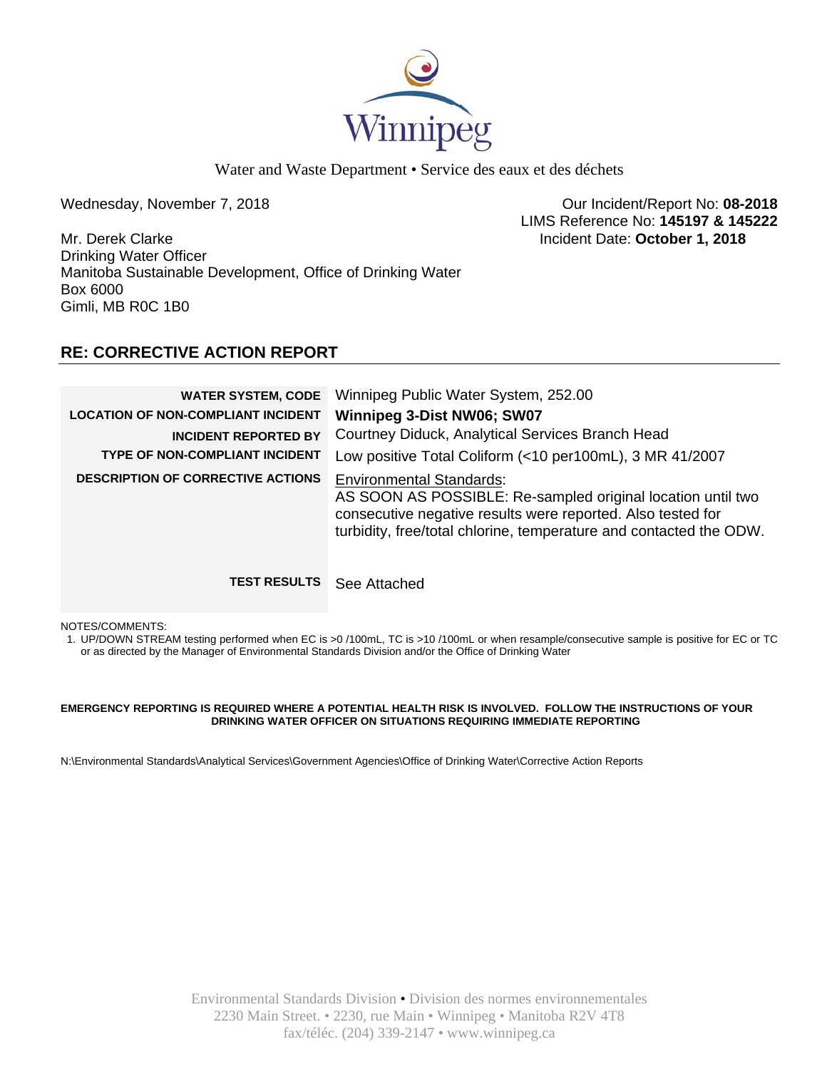Winnipeg

Water and Waste Department • Service des eaux et des déchets

Wednesday, November 7, 2018

Our Incident/Report No: **08-2018**
LIMS Reference No: **145197 & 145222**
Incident Date: **October 1, 2018**

Mr. Derek Clarke
Drinking Water Officer
Manitoba Sustainable Development, Office of Drinking Water
Box 6000
Gimli, MB R0C 1B0

## RE: CORRECTIVE ACTION REPORT

| | |
|---|---|
| **WATER SYSTEM, CODE** | Winnipeg Public Water System, 252.00 |
| **LOCATION OF NON-COMPLIANT INCIDENT** | **Winnipeg 3-Dist NW06; SW07** |
| **INCIDENT REPORTED BY** | Courtney Diduck, Analytical Services Branch Head |
| **TYPE OF NON-COMPLIANT INCIDENT** | Low positive Total Coliform (<10 per100mL), 3 MR 41/2007 |
| **DESCRIPTION OF CORRECTIVE ACTIONS** | Environmental Standards: AS SOON AS POSSIBLE: Re-sampled original location until two consecutive negative results were reported. Also tested for turbidity, free/total chlorine, temperature and contacted the ODW. |
| **TEST RESULTS** | See Attached |

NOTES/COMMENTS:

1. UP/DOWN STREAM testing performed when EC is >0 /100mL, TC is >10 /100mL or when resample/consecutive sample is positive for EC or TC or as directed by the Manager of Environmental Standards Division and/or the Office of Drinking Water

**EMERGENCY REPORTING IS REQUIRED WHERE A POTENTIAL HEALTH RISK IS INVOLVED. FOLLOW THE INSTRUCTIONS OF YOUR DRINKING WATER OFFICER ON SITUATIONS REQUIRING IMMEDIATE REPORTING**

N:\Environmental Standards\Analytical Services\Government Agencies\Office of Drinking Water\Corrective Action Reports

Environmental Standards Division • Division des normes environnementales
2230 Main Street. • 2230, rue Main • Winnipeg • Manitoba R2V 4T8
fax/téléc. (204) 339-2147 • www.winnipeg.ca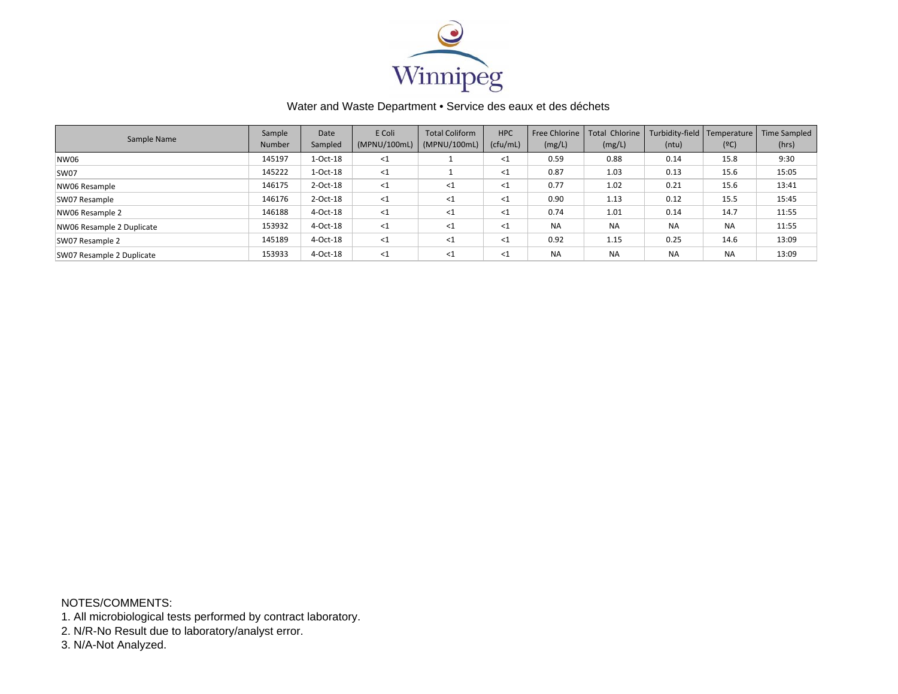Winnipeg

Water and Waste Department • Service des eaux et des déchets

| Sample Name | Sample Number | Date Sampled | E Coli (MPNU/100mL) | Total Coliform (MPNU/100mL) | HPC (cfu/mL) | Free Chlorine (mg/L) | Total Chlorine (mg/L) | Turbidity-field (ntu) | Temperature (ºC) | Time Sampled (hrs) |
|---|---|---|---|---|---|---|---|---|---|---|
| NW06 | 145197 | 1-Oct-18 | <1 | 1 | <1 | 0.59 | 0.88 | 0.14 | 15.8 | 9:30 |
| SW07 | 145222 | 1-Oct-18 | <1 | 1 | <1 | 0.87 | 1.03 | 0.13 | 15.6 | 15:05 |
| NW06 Resample | 146175 | 2-Oct-18 | <1 | <1 | <1 | 0.77 | 1.02 | 0.21 | 15.6 | 13:41 |
| SW07 Resample | 146176 | 2-Oct-18 | <1 | <1 | <1 | 0.90 | 1.13 | 0.12 | 15.5 | 15:45 |
| NW06 Resample 2 | 146188 | 4-Oct-18 | <1 | <1 | <1 | 0.74 | 1.01 | 0.14 | 14.7 | 11:55 |
| NW06 Resample 2 Duplicate | 153932 | 4-Oct-18 | <1 | <1 | <1 | NA | NA | NA | NA | 11:55 |
| SW07 Resample 2 | 145189 | 4-Oct-18 | <1 | <1 | <1 | 0.92 | 1.15 | 0.25 | 14.6 | 13:09 |
| SW07 Resample 2 Duplicate | 153933 | 4-Oct-18 | <1 | <1 | <1 | NA | NA | NA | NA | 13:09 |

NOTES/COMMENTS:
1. All microbiological tests performed by contract laboratory.
2. N/R-No Result due to laboratory/analyst error.
3. N/A-Not Analyzed.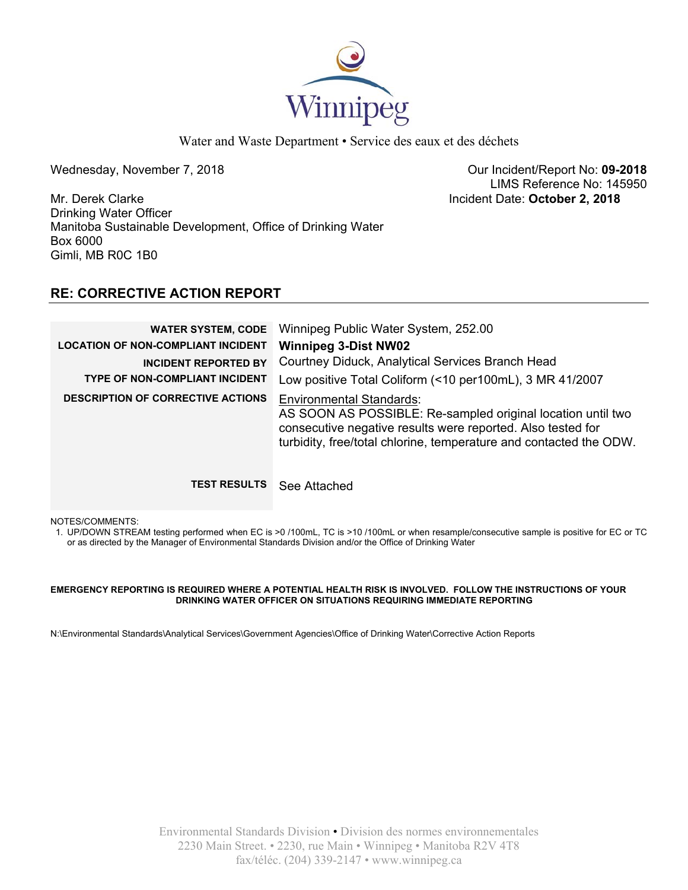Winnipeg

Water and Waste Department • Service des eaux et des déchets

Wednesday, November 7, 2018

Our Incident/Report No: **09-2018**
LIMS Reference No: 145950
Incident Date: **October 2, 2018**

Mr. Derek Clarke
Drinking Water Officer
Manitoba Sustainable Development, Office of Drinking Water
Box 6000
Gimli, MB R0C 1B0

## RE: CORRECTIVE ACTION REPORT

| | |
|---|---|
| **WATER SYSTEM, CODE** | Winnipeg Public Water System, 252.00 |
| **LOCATION OF NON-COMPLIANT INCIDENT** | **Winnipeg 3-Dist NW02** |
| **INCIDENT REPORTED BY** | Courtney Diduck, Analytical Services Branch Head |
| **TYPE OF NON-COMPLIANT INCIDENT** | Low positive Total Coliform (<10 per100mL), 3 MR 41/2007 |
| **DESCRIPTION OF CORRECTIVE ACTIONS** | Environmental Standards: AS SOON AS POSSIBLE: Re-sampled original location until two consecutive negative results were reported. Also tested for turbidity, free/total chlorine, temperature and contacted the ODW. |
| **TEST RESULTS** | See Attached |

NOTES/COMMENTS:

1. UP/DOWN STREAM testing performed when EC is >0 /100mL, TC is >10 /100mL or when resample/consecutive sample is positive for EC or TC or as directed by the Manager of Environmental Standards Division and/or the Office of Drinking Water

**EMERGENCY REPORTING IS REQUIRED WHERE A POTENTIAL HEALTH RISK IS INVOLVED. FOLLOW THE INSTRUCTIONS OF YOUR DRINKING WATER OFFICER ON SITUATIONS REQUIRING IMMEDIATE REPORTING**

N:\Environmental Standards\Analytical Services\Government Agencies\Office of Drinking Water\Corrective Action Reports

Environmental Standards Division • Division des normes environnementales
2230 Main Street. • 2230, rue Main • Winnipeg • Manitoba R2V 4T8
fax/téléc. (204) 339-2147 • www.winnipeg.ca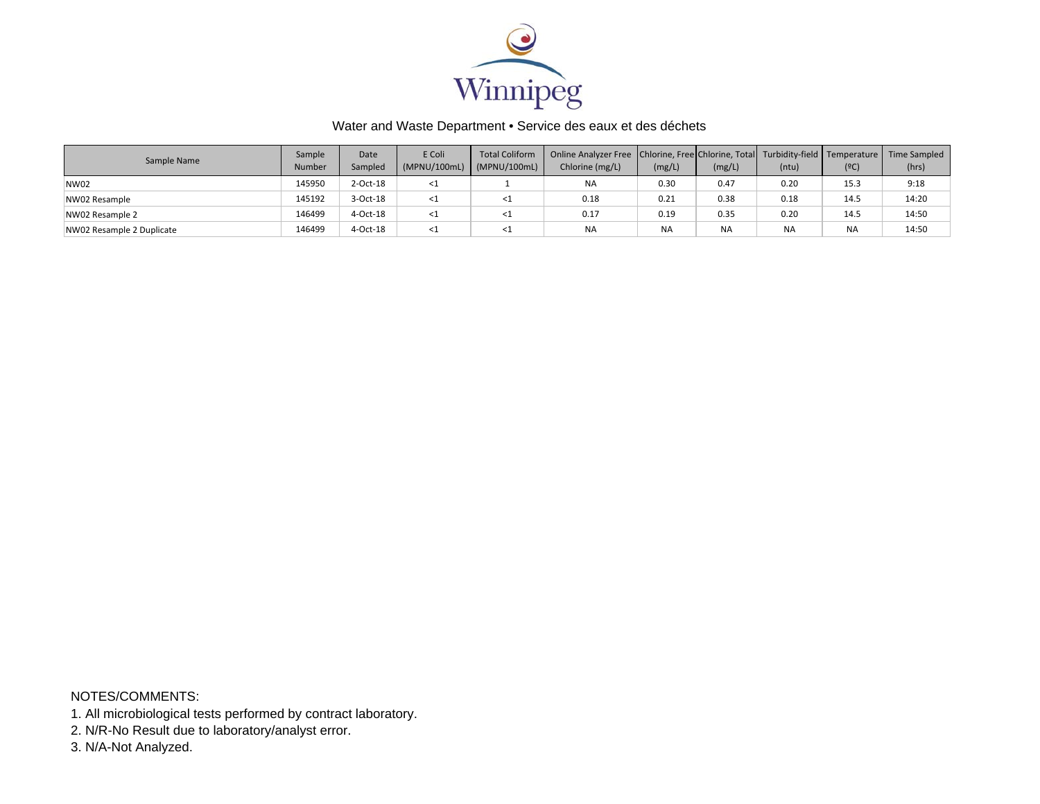Winnipeg

Water and Waste Department • Service des eaux et des déchets

| Sample Name | Sample Number | Date Sampled | E Coli (MPNU/100mL) | Total Coliform (MPNU/100mL) | Online Analyzer Free Chlorine (mg/L) | Chlorine, Free (mg/L) | Chlorine, Total (mg/L) | Turbidity-field (ntu) | Temperature (ºC) | Time Sampled (hrs) |
|---|---|---|---|---|---|---|---|---|---|---|
| NW02 | 145950 | 2-Oct-18 | <1 | 1 | NA | 0.30 | 0.47 | 0.20 | 15.3 | 9:18 |
| NW02 Resample | 145192 | 3-Oct-18 | <1 | <1 | 0.18 | 0.21 | 0.38 | 0.18 | 14.5 | 14:20 |
| NW02 Resample 2 | 146499 | 4-Oct-18 | <1 | <1 | 0.17 | 0.19 | 0.35 | 0.20 | 14.5 | 14:50 |
| NW02 Resample 2 Duplicate | 146499 | 4-Oct-18 | <1 | <1 | NA | NA | NA | NA | NA | 14:50 |

NOTES/COMMENTS:

1. All microbiological tests performed by contract laboratory.
2. N/R-No Result due to laboratory/analyst error.
3. N/A-Not Analyzed.